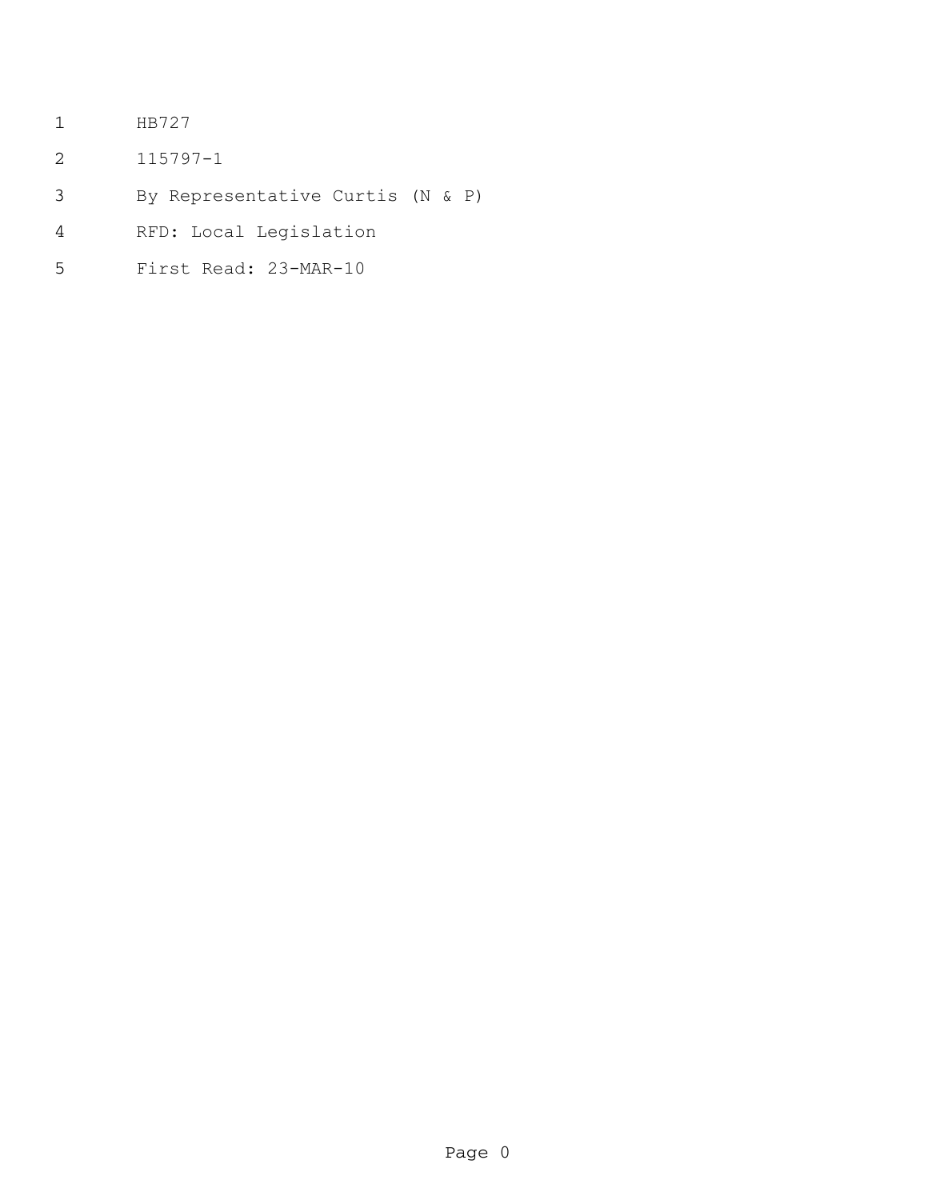HB727

115797-1

By Representative Curtis (N & P)

RFD: Local Legislation

First Read: 23-MAR-10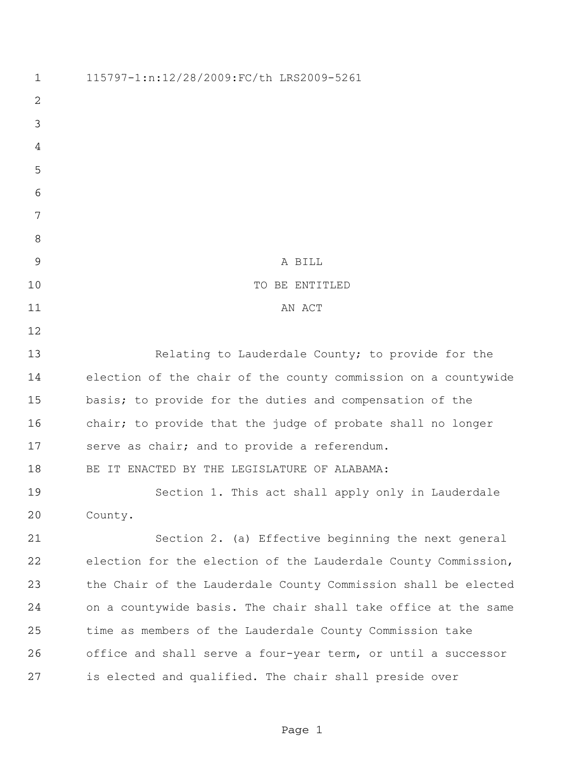115797-1:n:12/28/2009:FC/th LRS2009-5261

A BILL

TO BE ENTITLED

AN ACT

Relating to Lauderdale County; to provide for the election of the chair of the county commission on a countywide basis; to provide for the duties and compensation of the chair; to provide that the judge of probate shall no longer serve as chair; and to provide a referendum.

BE IT ENACTED BY THE LEGISLATURE OF ALABAMA:

Section 1. This act shall apply only in Lauderdale County.

Section 2. (a) Effective beginning the next general election for the election of the Lauderdale County Commission, the Chair of the Lauderdale County Commission shall be elected on a countywide basis. The chair shall take office at the same time as members of the Lauderdale County Commission take office and shall serve a four-year term, or until a successor is elected and qualified. The chair shall preside over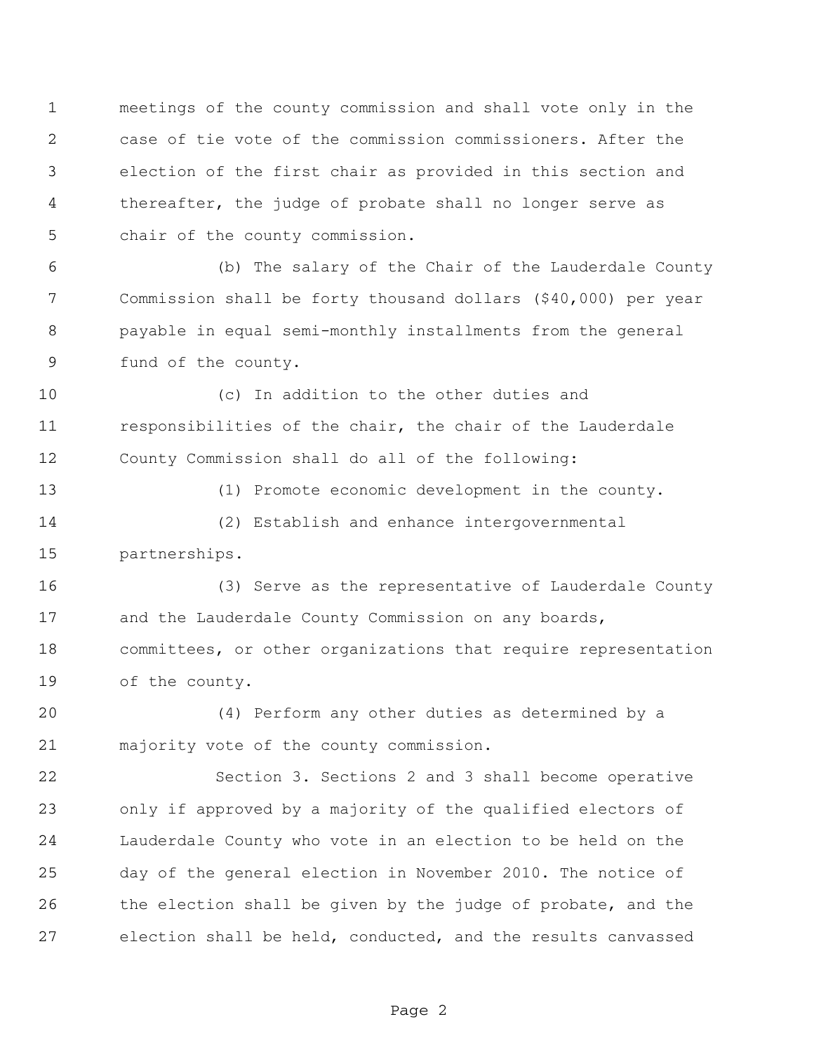meetings of the county commission and shall vote only in the case of tie vote of the commission commissioners. After the election of the first chair as provided in this section and thereafter, the judge of probate shall no longer serve as chair of the county commission.

(b) The salary of the Chair of the Lauderdale County Commission shall be forty thousand dollars ($40,000) per year payable in equal semi-monthly installments from the general fund of the county.

(c) In addition to the other duties and responsibilities of the chair, the chair of the Lauderdale County Commission shall do all of the following:

(1) Promote economic development in the county.

(2) Establish and enhance intergovernmental partnerships.

(3) Serve as the representative of Lauderdale County and the Lauderdale County Commission on any boards, committees, or other organizations that require representation of the county.

(4) Perform any other duties as determined by a majority vote of the county commission.

Section 3. Sections 2 and 3 shall become operative only if approved by a majority of the qualified electors of Lauderdale County who vote in an election to be held on the day of the general election in November 2010. The notice of the election shall be given by the judge of probate, and the election shall be held, conducted, and the results canvassed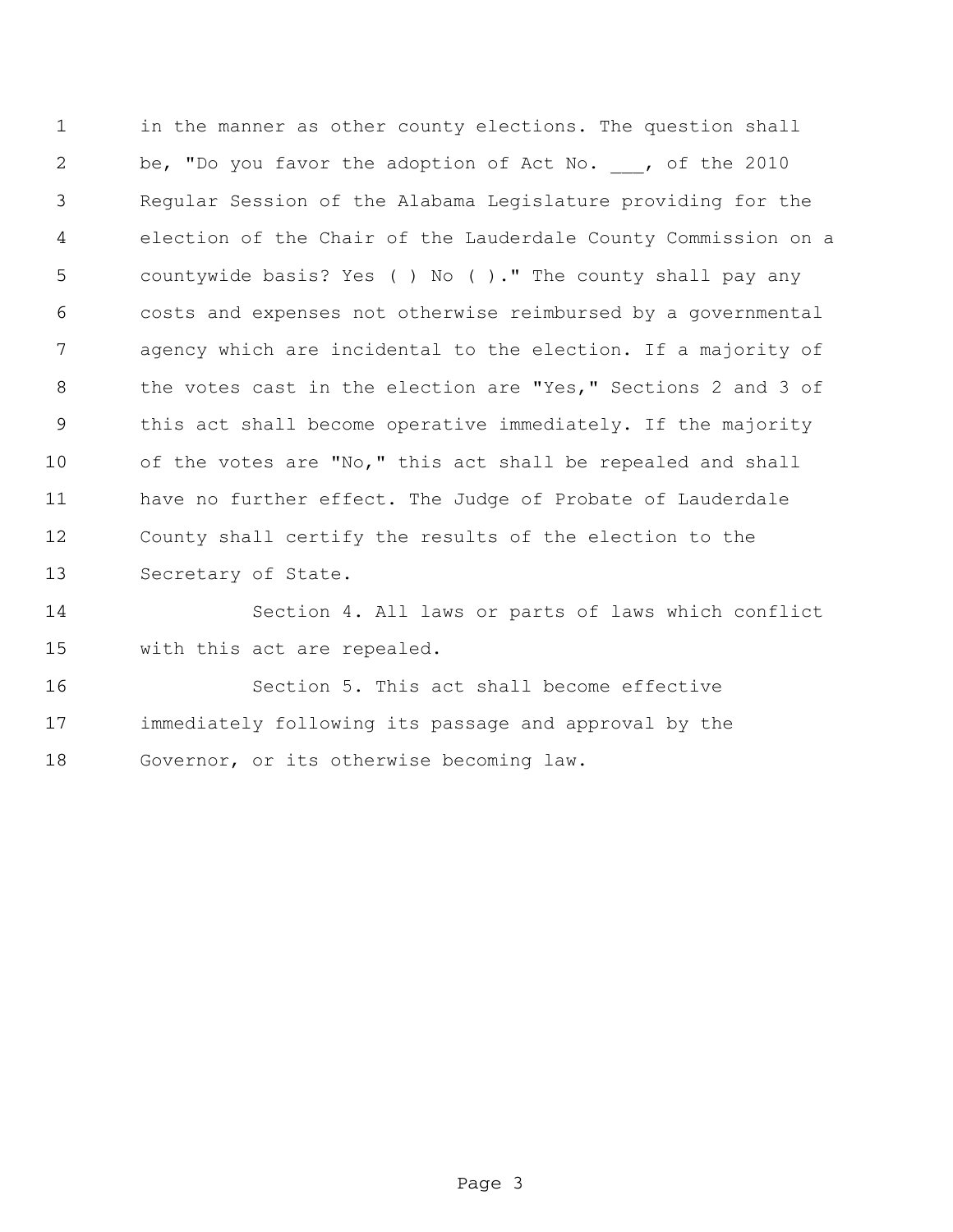in the manner as other county elections. The question shall be, "Do you favor the adoption of Act No. ___, of the 2010 Regular Session of the Alabama Legislature providing for the election of the Chair of the Lauderdale County Commission on a countywide basis? Yes ( ) No ( )." The county shall pay any costs and expenses not otherwise reimbursed by a governmental agency which are incidental to the election. If a majority of the votes cast in the election are "Yes," Sections 2 and 3 of this act shall become operative immediately. If the majority of the votes are "No," this act shall be repealed and shall have no further effect. The Judge of Probate of Lauderdale County shall certify the results of the election to the Secretary of State.

Section 4. All laws or parts of laws which conflict with this act are repealed.

Section 5. This act shall become effective immediately following its passage and approval by the Governor, or its otherwise becoming law.